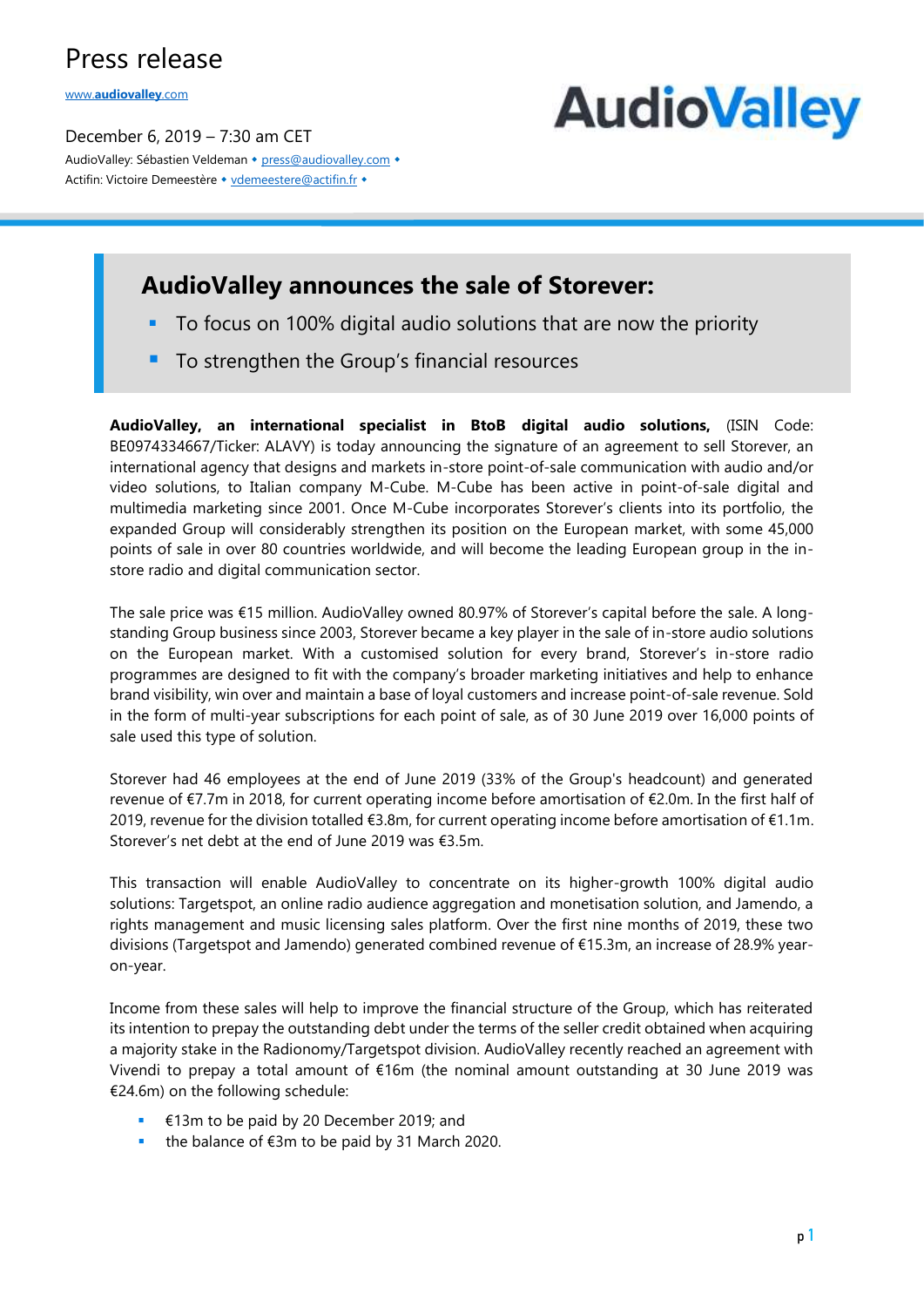# Press release

www.audiovalley.com

December 6, 2019 – 7:30 am CET

AudioValley: Sébastien Veldeman • press@audiovalley.com •
Actifin: Victoire Demeestère • vdemeestere@actifin.fr •

AudioValley

## AudioValley announces the sale of Storever:

- To focus on 100% digital audio solutions that are now the priority
- To strengthen the Group's financial resources

**AudioValley, an international specialist in BtoB digital audio solutions,** (ISIN Code: BE0974334667/Ticker: ALAVY) is today announcing the signature of an agreement to sell Storever, an international agency that designs and markets in-store point-of-sale communication with audio and/or video solutions, to Italian company M-Cube. M-Cube has been active in point-of-sale digital and multimedia marketing since 2001. Once M-Cube incorporates Storever's clients into its portfolio, the expanded Group will considerably strengthen its position on the European market, with some 45,000 points of sale in over 80 countries worldwide, and will become the leading European group in the in-store radio and digital communication sector.

The sale price was €15 million. AudioValley owned 80.97% of Storever's capital before the sale. A long-standing Group business since 2003, Storever became a key player in the sale of in-store audio solutions on the European market. With a customised solution for every brand, Storever's in-store radio programmes are designed to fit with the company's broader marketing initiatives and help to enhance brand visibility, win over and maintain a base of loyal customers and increase point-of-sale revenue. Sold in the form of multi-year subscriptions for each point of sale, as of 30 June 2019 over 16,000 points of sale used this type of solution.

Storever had 46 employees at the end of June 2019 (33% of the Group's headcount) and generated revenue of €7.7m in 2018, for current operating income before amortisation of €2.0m. In the first half of 2019, revenue for the division totalled €3.8m, for current operating income before amortisation of €1.1m. Storever's net debt at the end of June 2019 was €3.5m.

This transaction will enable AudioValley to concentrate on its higher-growth 100% digital audio solutions: Targetspot, an online radio audience aggregation and monetisation solution, and Jamendo, a rights management and music licensing sales platform. Over the first nine months of 2019, these two divisions (Targetspot and Jamendo) generated combined revenue of €15.3m, an increase of 28.9% year-on-year.

Income from these sales will help to improve the financial structure of the Group, which has reiterated its intention to prepay the outstanding debt under the terms of the seller credit obtained when acquiring a majority stake in the Radionomy/Targetspot division. AudioValley recently reached an agreement with Vivendi to prepay a total amount of €16m (the nominal amount outstanding at 30 June 2019 was €24.6m) on the following schedule:

- €13m to be paid by 20 December 2019; and
- the balance of €3m to be paid by 31 March 2020.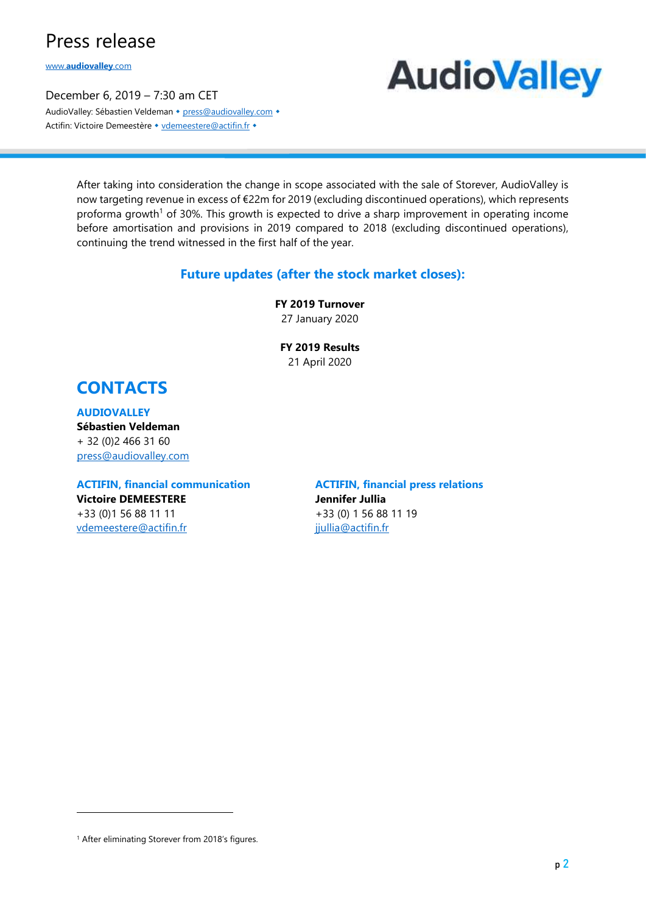After taking into consideration the change in scope associated with the sale of Storever, AudioValley is now targeting revenue in excess of €22m for 2019 (excluding discontinued operations), which represents proforma growth[1] of 30%. This growth is expected to drive a sharp improvement in operating income before amortisation and provisions in 2019 compared to 2018 (excluding discontinued operations), continuing the trend witnessed in the first half of the year.

## Future updates (after the stock market closes):

**FY 2019 Turnover**
27 January 2020

**FY 2019 Results**
21 April 2020

# CONTACTS

### AUDIOVALLEY

**Sébastien Veldeman**
+ 32 (0)2 466 31 60
press@audiovalley.com

### ACTIFIN, financial communication

**Victoire DEMEESTERE**
+33 (0)1 56 88 11 11
vdemeestere@actifin.fr

### ACTIFIN, financial press relations

**Jennifer Jullia**
+33 (0) 1 56 88 11 19
jjullia@actifin.fr

---

[1] After eliminating Storever from 2018's figures.